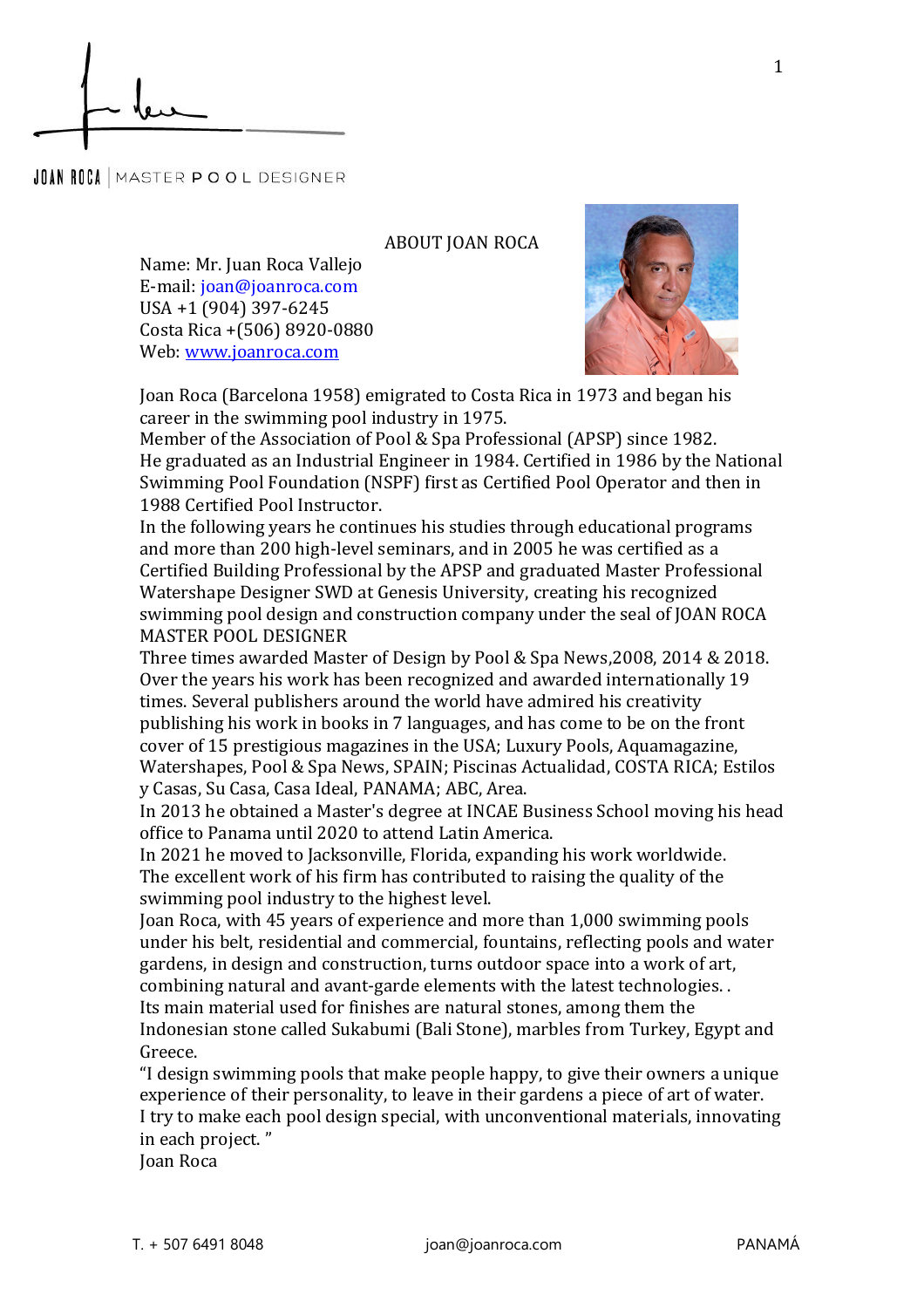JOAN ROCA | MASTER POOL DESIGNER

## ABOUT JOAN ROCA

Name: Mr. Juan Roca Vallejo
E-mail: joan@joanroca.com
USA +1 (904) 397-6245
Costa Rica +(506) 8920-0880
Web: www.joanroca.com

Joan Roca (Barcelona 1958) emigrated to Costa Rica in 1973 and began his career in the swimming pool industry in 1975.
Member of the Association of Pool & Spa Professional (APSP) since 1982.
He graduated as an Industrial Engineer in 1984. Certified in 1986 by the National Swimming Pool Foundation (NSPF) first as Certified Pool Operator and then in 1988 Certified Pool Instructor.
In the following years he continues his studies through educational programs and more than 200 high-level seminars, and in 2005 he was certified as a Certified Building Professional by the APSP and graduated Master Professional Watershape Designer SWD at Genesis University, creating his recognized swimming pool design and construction company under the seal of JOAN ROCA MASTER POOL DESIGNER
Three times awarded Master of Design by Pool & Spa News,2008, 2014 & 2018.
Over the years his work has been recognized and awarded internationally 19 times. Several publishers around the world have admired his creativity publishing his work in books in 7 languages, and has come to be on the front cover of 15 prestigious magazines in the USA; Luxury Pools, Aquamagazine, Watershapes, Pool & Spa News, SPAIN; Piscinas Actualidad, COSTA RICA; Estilos y Casas, Su Casa, Casa Ideal, PANAMA; ABC, Area.
In 2013 he obtained a Master's degree at INCAE Business School moving his head office to Panama until 2020 to attend Latin America.
In 2021 he moved to Jacksonville, Florida, expanding his work worldwide.
The excellent work of his firm has contributed to raising the quality of the swimming pool industry to the highest level.
Joan Roca, with 45 years of experience and more than 1,000 swimming pools under his belt, residential and commercial, fountains, reflecting pools and water gardens, in design and construction, turns outdoor space into a work of art, combining natural and avant-garde elements with the latest technologies. .
Its main material used for finishes are natural stones, among them the Indonesian stone called Sukabumi (Bali Stone), marbles from Turkey, Egypt and Greece.
"I design swimming pools that make people happy, to give their owners a unique experience of their personality, to leave in their gardens a piece of art of water.
I try to make each pool design special, with unconventional materials, innovating in each project. "
Joan Roca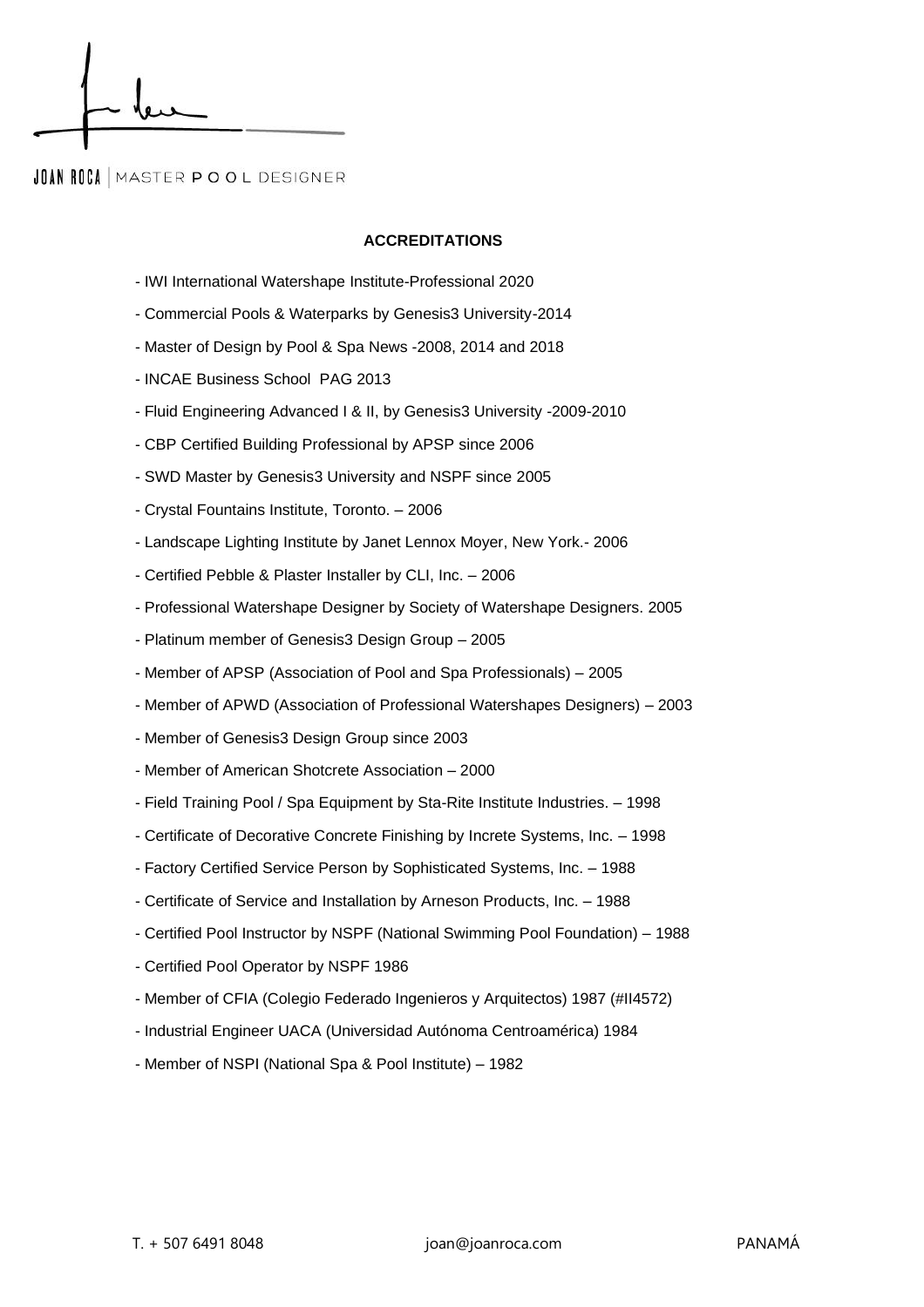JOAN ROCA | MASTER POOL DESIGNER

## ACCREDITATIONS

- IWI International Watershape Institute-Professional 2020
- Commercial Pools & Waterparks by Genesis3 University-2014
- Master of Design by Pool & Spa News -2008, 2014 and 2018
- INCAE Business School PAG 2013
- Fluid Engineering Advanced I & II, by Genesis3 University -2009-2010
- CBP Certified Building Professional by APSP since 2006
- SWD Master by Genesis3 University and NSPF since 2005
- Crystal Fountains Institute, Toronto. – 2006
- Landscape Lighting Institute by Janet Lennox Moyer, New York.- 2006
- Certified Pebble & Plaster Installer by CLI, Inc. – 2006
- Professional Watershape Designer by Society of Watershape Designers. 2005
- Platinum member of Genesis3 Design Group – 2005
- Member of APSP (Association of Pool and Spa Professionals) – 2005
- Member of APWD (Association of Professional Watershapes Designers) – 2003
- Member of Genesis3 Design Group since 2003
- Member of American Shotcrete Association – 2000
- Field Training Pool / Spa Equipment by Sta-Rite Institute Industries. – 1998
- Certificate of Decorative Concrete Finishing by Increte Systems, Inc. – 1998
- Factory Certified Service Person by Sophisticated Systems, Inc. – 1988
- Certificate of Service and Installation by Arneson Products, Inc. – 1988
- Certified Pool Instructor by NSPF (National Swimming Pool Foundation) – 1988
- Certified Pool Operator by NSPF 1986
- Member of CFIA (Colegio Federado Ingenieros y Arquitectos) 1987 (#II4572)
- Industrial Engineer UACA (Universidad Autónoma Centroamérica) 1984
- Member of NSPI (National Spa & Pool Institute) – 1982

T. + 507 6491 8048 joan@joanroca.com PANAMÁ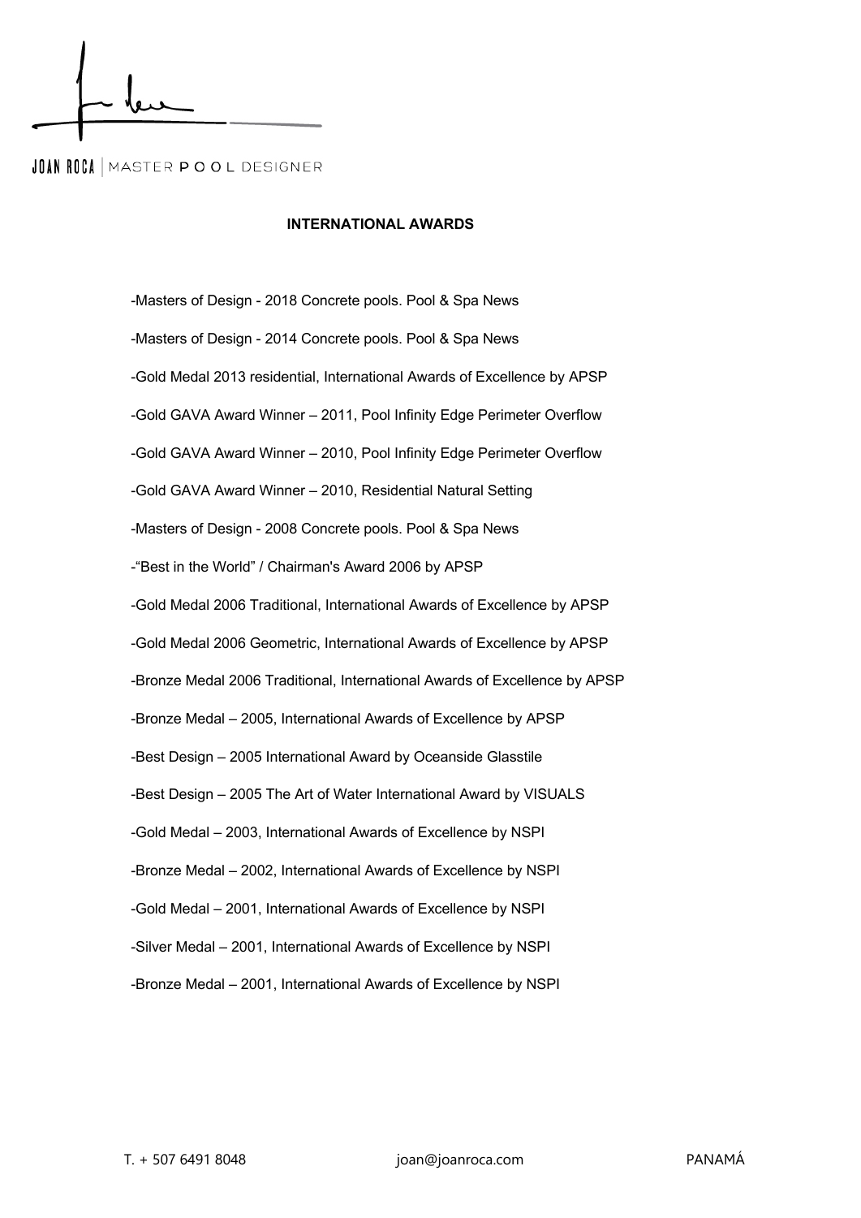JOAN ROCA | MASTER POOL DESIGNER

## INTERNATIONAL AWARDS

-Masters of Design - 2018 Concrete pools. Pool & Spa News

-Masters of Design - 2014 Concrete pools. Pool & Spa News

-Gold Medal 2013 residential, International Awards of Excellence by APSP

-Gold GAVA Award Winner – 2011, Pool Infinity Edge Perimeter Overflow

-Gold GAVA Award Winner – 2010, Pool Infinity Edge Perimeter Overflow

-Gold GAVA Award Winner – 2010, Residential Natural Setting

-Masters of Design - 2008 Concrete pools. Pool & Spa News

-"Best in the World" / Chairman's Award 2006 by APSP

-Gold Medal 2006 Traditional, International Awards of Excellence by APSP

-Gold Medal 2006 Geometric, International Awards of Excellence by APSP

-Bronze Medal 2006 Traditional, International Awards of Excellence by APSP

-Bronze Medal – 2005, International Awards of Excellence by APSP

-Best Design – 2005 International Award by Oceanside Glasstile

-Best Design – 2005 The Art of Water International Award by VISUALS

-Gold Medal – 2003, International Awards of Excellence by NSPI

-Bronze Medal – 2002, International Awards of Excellence by NSPI

-Gold Medal – 2001, International Awards of Excellence by NSPI

-Silver Medal – 2001, International Awards of Excellence by NSPI

-Bronze Medal – 2001, International Awards of Excellence by NSPI

T. + 507 6491 8048    joan@joanroca.com    PANAMÁ